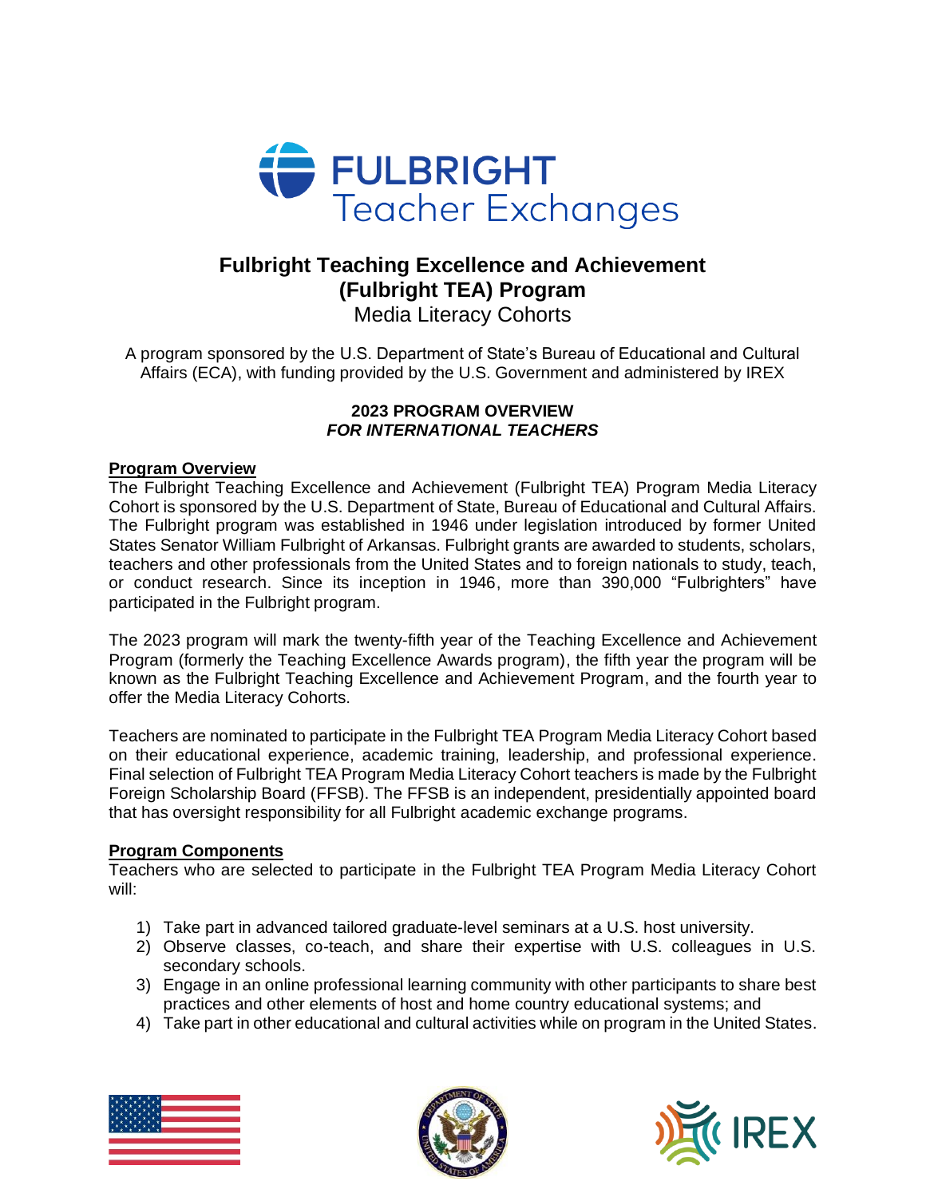# Fulbright Teaching Excellence and Achievement (Fulbright TEA) Program

Media Literacy Cohorts

A program sponsored by the U.S. Department of State's Bureau of Educational and Cultural Affairs (ECA), with funding provided by the U.S. Government and administered by IREX

**2023 PROGRAM OVERVIEW**
***FOR INTERNATIONAL TEACHERS***

## Program Overview

The Fulbright Teaching Excellence and Achievement (Fulbright TEA) Program Media Literacy Cohort is sponsored by the U.S. Department of State, Bureau of Educational and Cultural Affairs. The Fulbright program was established in 1946 under legislation introduced by former United States Senator William Fulbright of Arkansas. Fulbright grants are awarded to students, scholars, teachers and other professionals from the United States and to foreign nationals to study, teach, or conduct research. Since its inception in 1946, more than 390,000 "Fulbrighters" have participated in the Fulbright program.

The 2023 program will mark the twenty-fifth year of the Teaching Excellence and Achievement Program (formerly the Teaching Excellence Awards program), the fifth year the program will be known as the Fulbright Teaching Excellence and Achievement Program, and the fourth year to offer the Media Literacy Cohorts.

Teachers are nominated to participate in the Fulbright TEA Program Media Literacy Cohort based on their educational experience, academic training, leadership, and professional experience. Final selection of Fulbright TEA Program Media Literacy Cohort teachers is made by the Fulbright Foreign Scholarship Board (FFSB). The FFSB is an independent, presidentially appointed board that has oversight responsibility for all Fulbright academic exchange programs.

## Program Components

Teachers who are selected to participate in the Fulbright TEA Program Media Literacy Cohort will:

1) Take part in advanced tailored graduate-level seminars at a U.S. host university.
2) Observe classes, co-teach, and share their expertise with U.S. colleagues in U.S. secondary schools.
3) Engage in an online professional learning community with other participants to share best practices and other elements of host and home country educational systems; and
4) Take part in other educational and cultural activities while on program in the United States.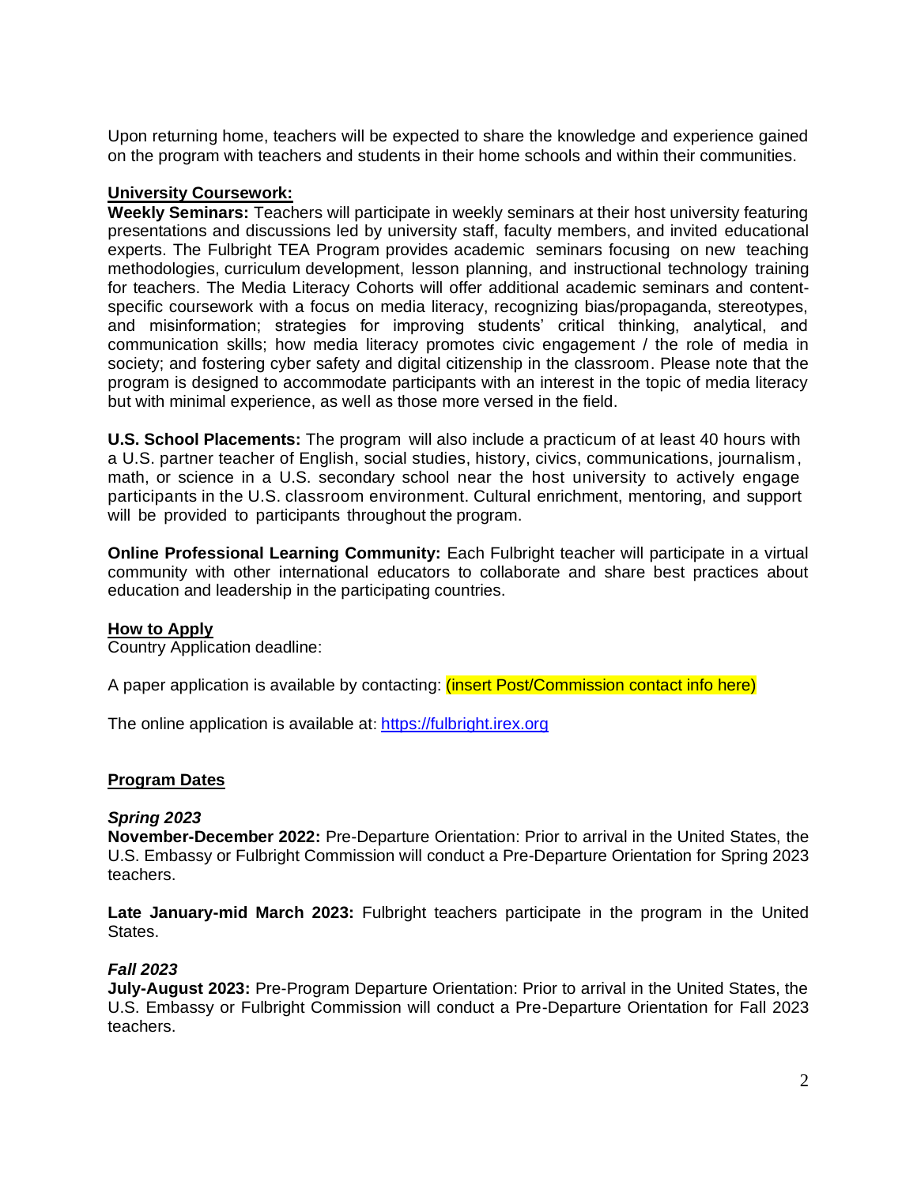Upon returning home, teachers will be expected to share the knowledge and experience gained on the program with teachers and students in their home schools and within their communities.

**University Coursework:**

**Weekly Seminars:** Teachers will participate in weekly seminars at their host university featuring presentations and discussions led by university staff, faculty members, and invited educational experts. The Fulbright TEA Program provides academic seminars focusing on new teaching methodologies, curriculum development, lesson planning, and instructional technology training for teachers. The Media Literacy Cohorts will offer additional academic seminars and content-specific coursework with a focus on media literacy, recognizing bias/propaganda, stereotypes, and misinformation; strategies for improving students' critical thinking, analytical, and communication skills; how media literacy promotes civic engagement / the role of media in society; and fostering cyber safety and digital citizenship in the classroom. Please note that the program is designed to accommodate participants with an interest in the topic of media literacy but with minimal experience, as well as those more versed in the field.

**U.S. School Placements:** The program will also include a practicum of at least 40 hours with a U.S. partner teacher of English, social studies, history, civics, communications, journalism, math, or science in a U.S. secondary school near the host university to actively engage participants in the U.S. classroom environment. Cultural enrichment, mentoring, and support will be provided to participants throughout the program.

**Online Professional Learning Community:** Each Fulbright teacher will participate in a virtual community with other international educators to collaborate and share best practices about education and leadership in the participating countries.

**How to Apply**

Country Application deadline:

A paper application is available by contacting: (insert Post/Commission contact info here)

The online application is available at: https://fulbright.irex.org

**Program Dates**

***Spring 2023***

**November-December 2022:** Pre-Departure Orientation: Prior to arrival in the United States, the U.S. Embassy or Fulbright Commission will conduct a Pre-Departure Orientation for Spring 2023 teachers.

**Late January-mid March 2023:** Fulbright teachers participate in the program in the United States.

***Fall 2023***

**July-August 2023:** Pre-Program Departure Orientation: Prior to arrival in the United States, the U.S. Embassy or Fulbright Commission will conduct a Pre-Departure Orientation for Fall 2023 teachers.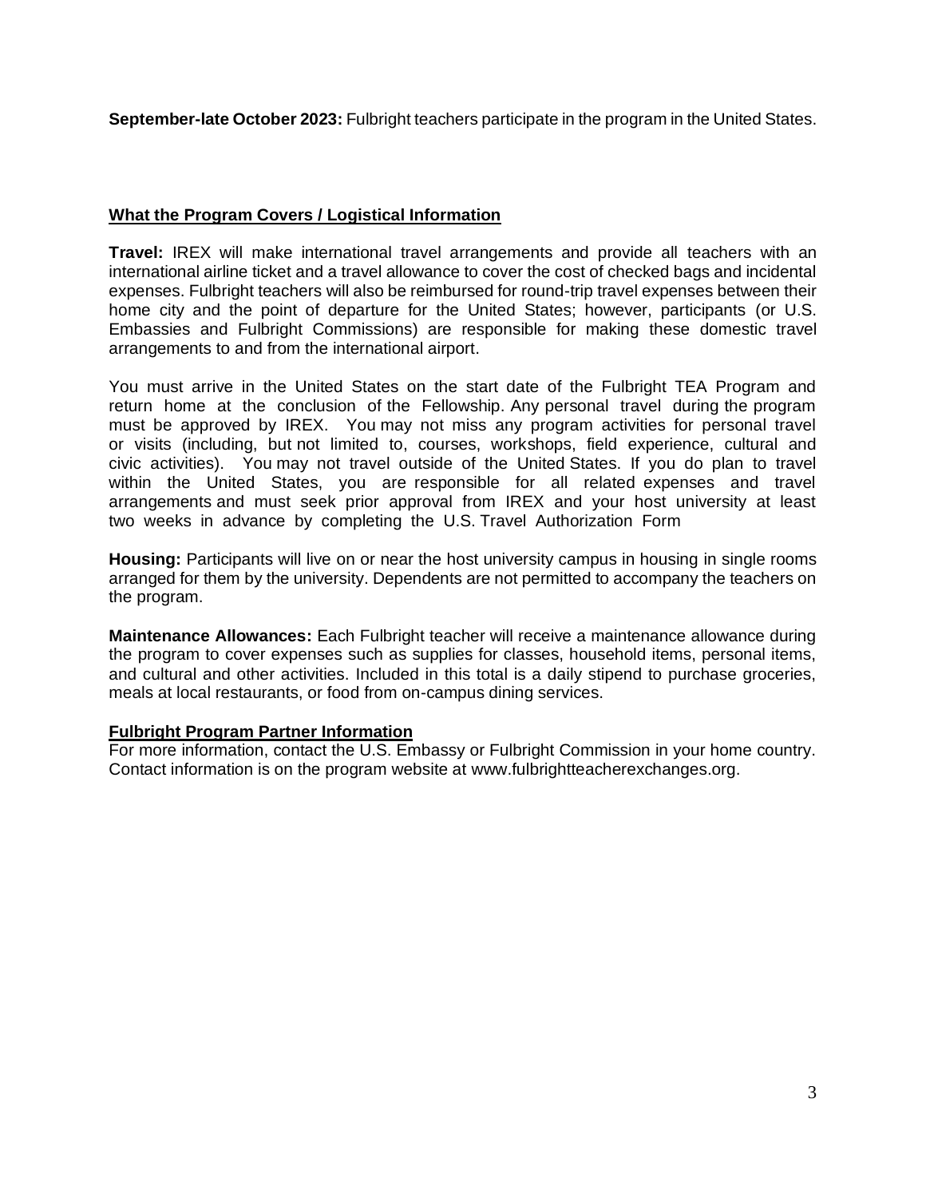**September-late October 2023:** Fulbright teachers participate in the program in the United States.

## What the Program Covers / Logistical Information

**Travel:** IREX will make international travel arrangements and provide all teachers with an international airline ticket and a travel allowance to cover the cost of checked bags and incidental expenses. Fulbright teachers will also be reimbursed for round-trip travel expenses between their home city and the point of departure for the United States; however, participants (or U.S. Embassies and Fulbright Commissions) are responsible for making these domestic travel arrangements to and from the international airport.

You must arrive in the United States on the start date of the Fulbright TEA Program and return home at the conclusion of the Fellowship. Any personal travel during the program must be approved by IREX. You may not miss any program activities for personal travel or visits (including, but not limited to, courses, workshops, field experience, cultural and civic activities). You may not travel outside of the United States. If you do plan to travel within the United States, you are responsible for all related expenses and travel arrangements and must seek prior approval from IREX and your host university at least two weeks in advance by completing the U.S. Travel Authorization Form

**Housing:** Participants will live on or near the host university campus in housing in single rooms arranged for them by the university. Dependents are not permitted to accompany the teachers on the program.

**Maintenance Allowances:** Each Fulbright teacher will receive a maintenance allowance during the program to cover expenses such as supplies for classes, household items, personal items, and cultural and other activities. Included in this total is a daily stipend to purchase groceries, meals at local restaurants, or food from on-campus dining services.

## Fulbright Program Partner Information

For more information, contact the U.S. Embassy or Fulbright Commission in your home country. Contact information is on the program website at www.fulbrightteacherexchanges.org.